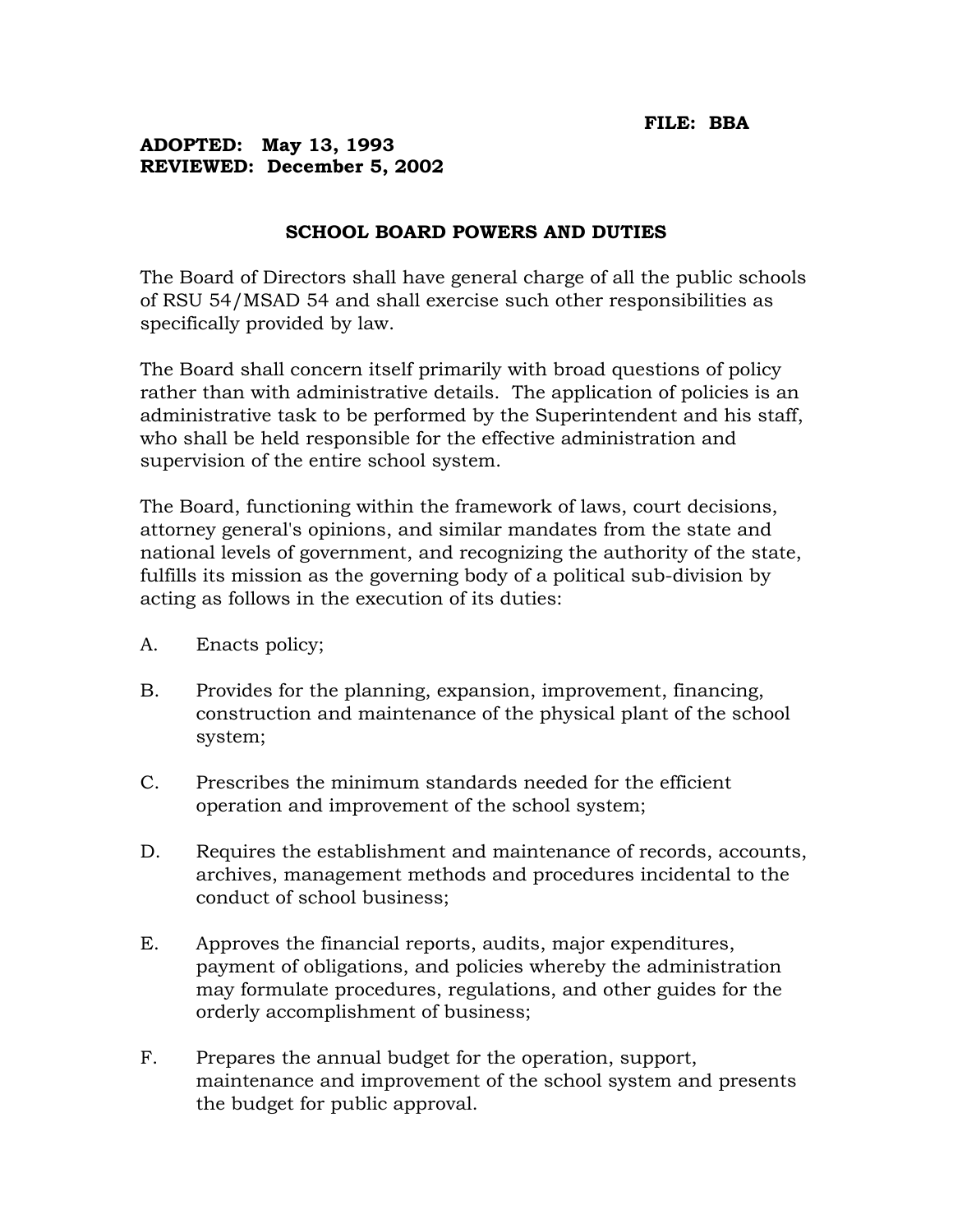**FILE: BBA**

**ADOPTED: May 13, 1993**
**REVIEWED: December 5, 2002**

## SCHOOL BOARD POWERS AND DUTIES

The Board of Directors shall have general charge of all the public schools of RSU 54/MSAD 54 and shall exercise such other responsibilities as specifically provided by law.

The Board shall concern itself primarily with broad questions of policy rather than with administrative details. The application of policies is an administrative task to be performed by the Superintendent and his staff, who shall be held responsible for the effective administration and supervision of the entire school system.

The Board, functioning within the framework of laws, court decisions, attorney general's opinions, and similar mandates from the state and national levels of government, and recognizing the authority of the state, fulfills its mission as the governing body of a political sub-division by acting as follows in the execution of its duties:

A. Enacts policy;

B. Provides for the planning, expansion, improvement, financing, construction and maintenance of the physical plant of the school system;

C. Prescribes the minimum standards needed for the efficient operation and improvement of the school system;

D. Requires the establishment and maintenance of records, accounts, archives, management methods and procedures incidental to the conduct of school business;

E. Approves the financial reports, audits, major expenditures, payment of obligations, and policies whereby the administration may formulate procedures, regulations, and other guides for the orderly accomplishment of business;

F. Prepares the annual budget for the operation, support, maintenance and improvement of the school system and presents the budget for public approval.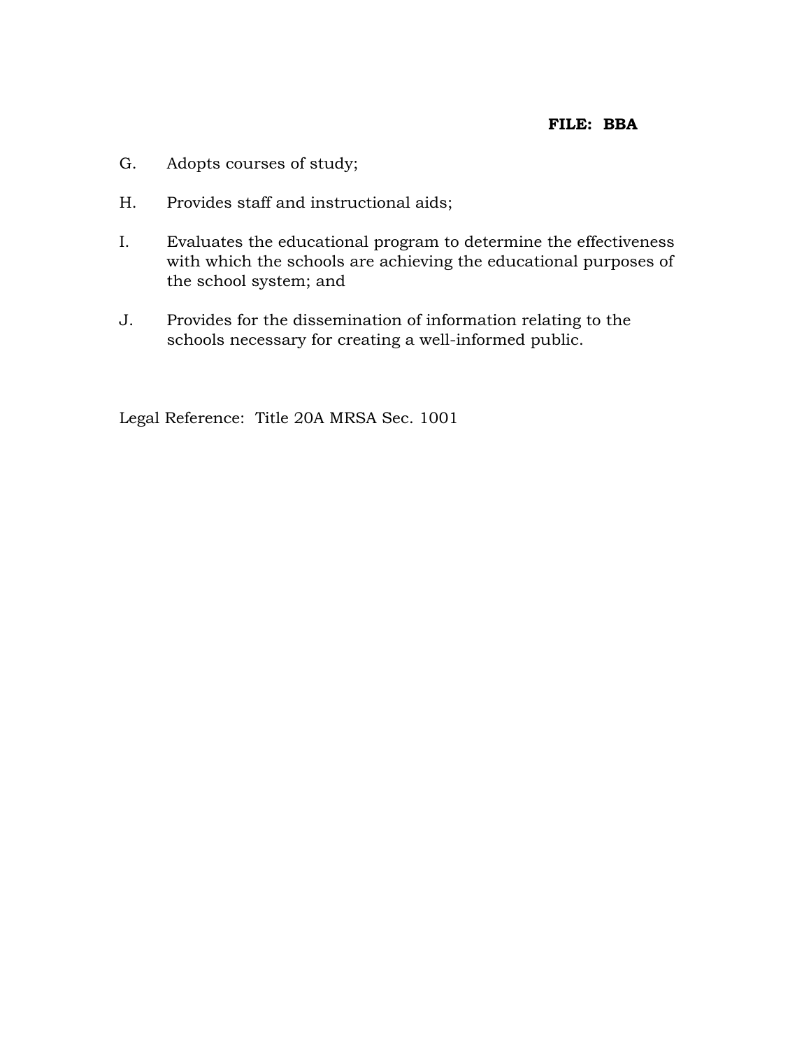G. Adopts courses of study;

H. Provides staff and instructional aids;

I. Evaluates the educational program to determine the effectiveness with which the schools are achieving the educational purposes of the school system; and

J. Provides for the dissemination of information relating to the schools necessary for creating a well-informed public.

Legal Reference: Title 20A MRSA Sec. 1001